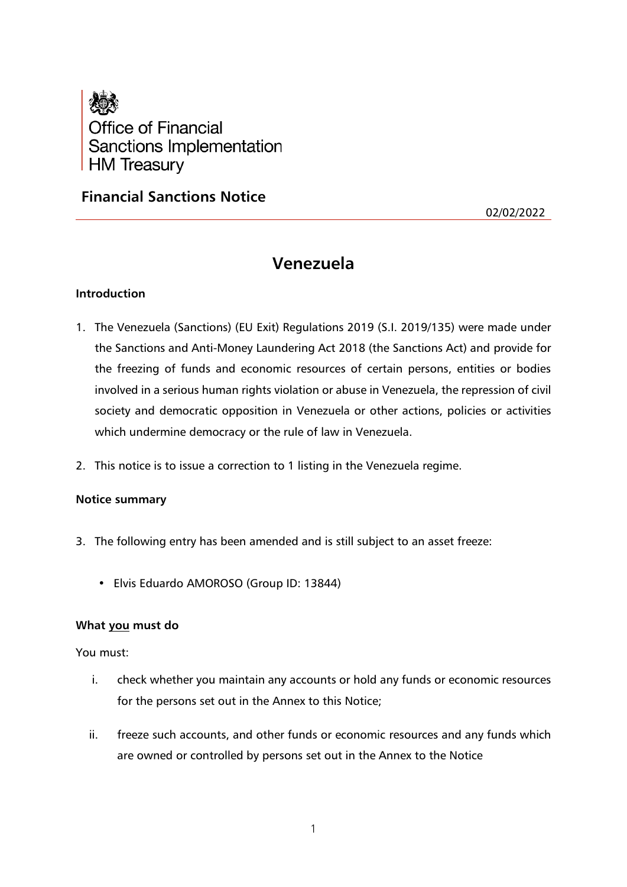Office of Financial Sanctions Implementation
HM Treasury

## Financial Sanctions Notice

02/02/2022

# Venezuela

### Introduction

1. The Venezuela (Sanctions) (EU Exit) Regulations 2019 (S.I. 2019/135) were made under the Sanctions and Anti-Money Laundering Act 2018 (the Sanctions Act) and provide for the freezing of funds and economic resources of certain persons, entities or bodies involved in a serious human rights violation or abuse in Venezuela, the repression of civil society and democratic opposition in Venezuela or other actions, policies or activities which undermine democracy or the rule of law in Venezuela.

2. This notice is to issue a correction to 1 listing in the Venezuela regime.

### Notice summary

3. The following entry has been amended and is still subject to an asset freeze:

   - Elvis Eduardo AMOROSO (Group ID: 13844)

### What you must do

You must:

i. check whether you maintain any accounts or hold any funds or economic resources for the persons set out in the Annex to this Notice;

ii. freeze such accounts, and other funds or economic resources and any funds which are owned or controlled by persons set out in the Annex to the Notice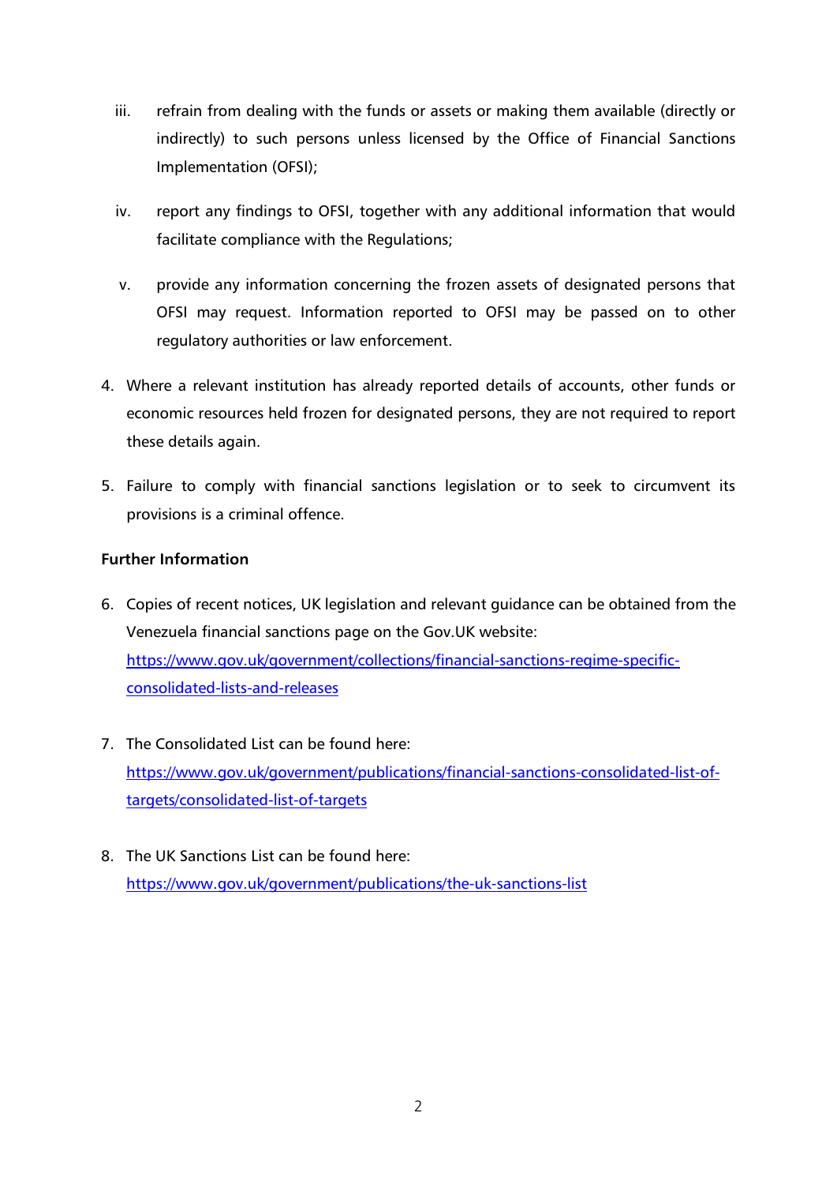iii. refrain from dealing with the funds or assets or making them available (directly or indirectly) to such persons unless licensed by the Office of Financial Sanctions Implementation (OFSI);

iv. report any findings to OFSI, together with any additional information that would facilitate compliance with the Regulations;

v. provide any information concerning the frozen assets of designated persons that OFSI may request. Information reported to OFSI may be passed on to other regulatory authorities or law enforcement.

4. Where a relevant institution has already reported details of accounts, other funds or economic resources held frozen for designated persons, they are not required to report these details again.

5. Failure to comply with financial sanctions legislation or to seek to circumvent its provisions is a criminal offence.

**Further Information**

6. Copies of recent notices, UK legislation and relevant guidance can be obtained from the Venezuela financial sanctions page on the Gov.UK website: https://www.gov.uk/government/collections/financial-sanctions-regime-specific-consolidated-lists-and-releases

7. The Consolidated List can be found here: https://www.gov.uk/government/publications/financial-sanctions-consolidated-list-of-targets/consolidated-list-of-targets

8. The UK Sanctions List can be found here: https://www.gov.uk/government/publications/the-uk-sanctions-list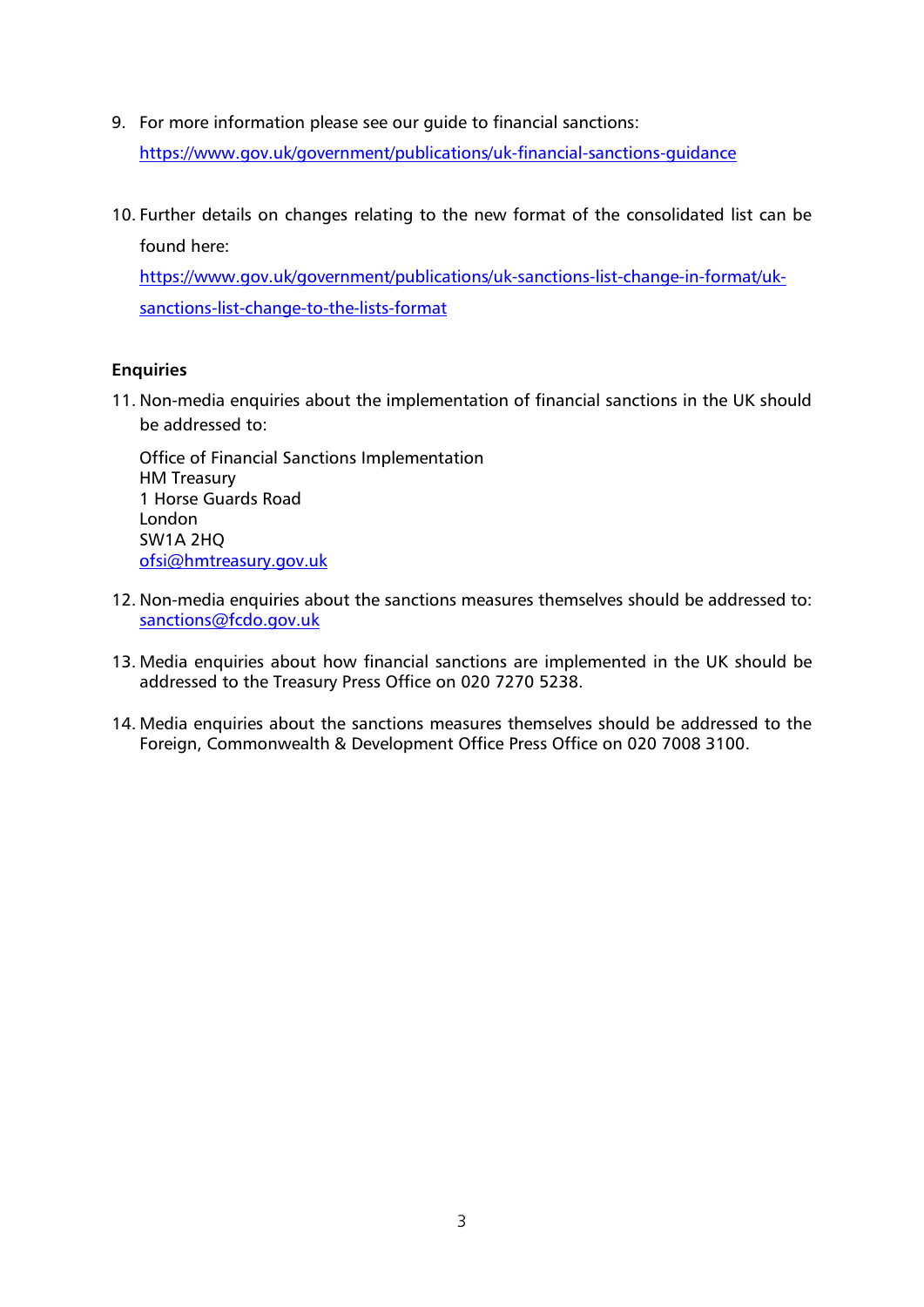9. For more information please see our guide to financial sanctions: https://www.gov.uk/government/publications/uk-financial-sanctions-guidance

10. Further details on changes relating to the new format of the consolidated list can be found here: https://www.gov.uk/government/publications/uk-sanctions-list-change-in-format/uk-sanctions-list-change-to-the-lists-format

**Enquiries**

11. Non-media enquiries about the implementation of financial sanctions in the UK should be addressed to:

    Office of Financial Sanctions Implementation
    HM Treasury
    1 Horse Guards Road
    London
    SW1A 2HQ
    ofsi@hmtreasury.gov.uk

12. Non-media enquiries about the sanctions measures themselves should be addressed to: sanctions@fcdo.gov.uk

13. Media enquiries about how financial sanctions are implemented in the UK should be addressed to the Treasury Press Office on 020 7270 5238.

14. Media enquiries about the sanctions measures themselves should be addressed to the Foreign, Commonwealth & Development Office Press Office on 020 7008 3100.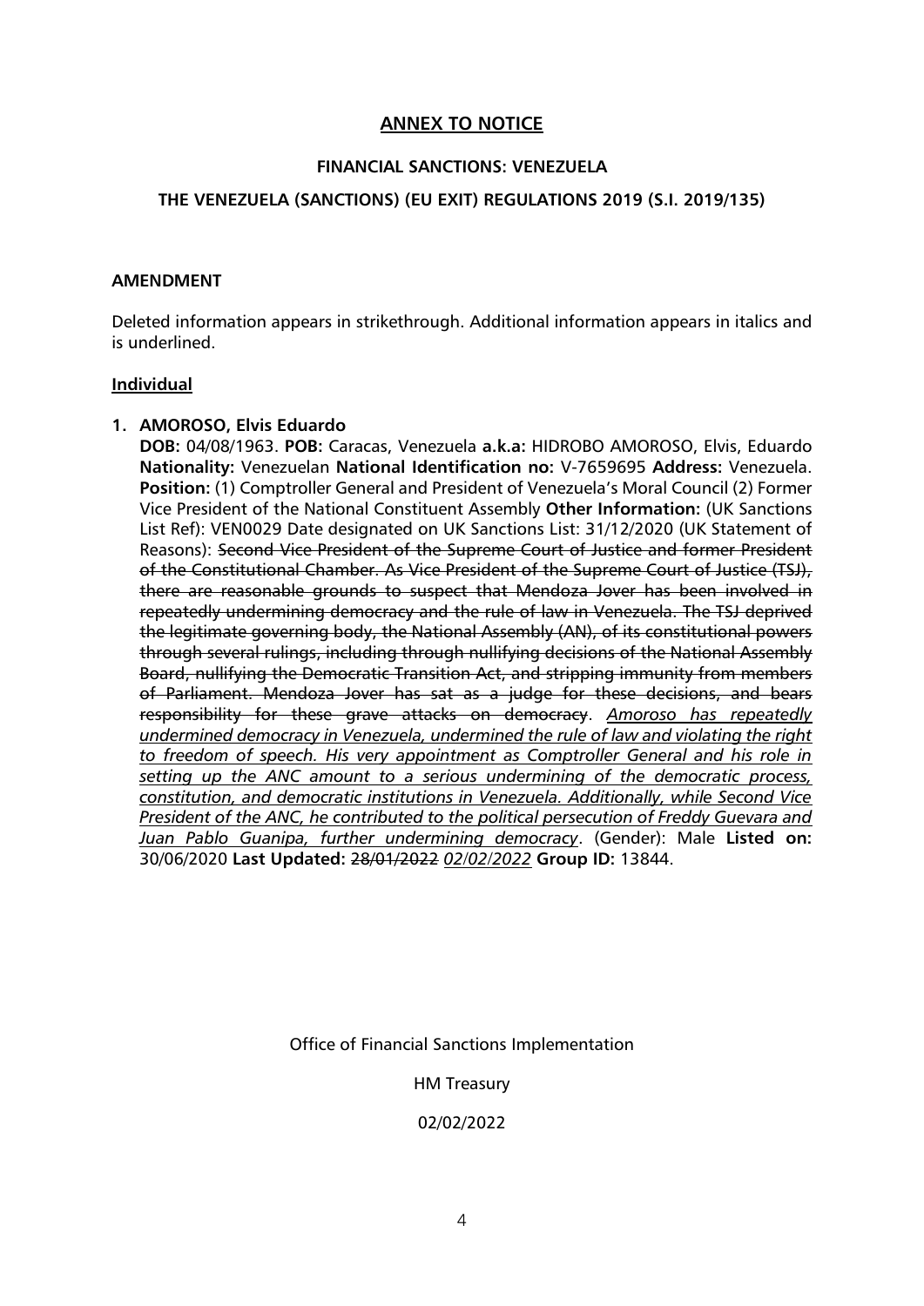## ANNEX TO NOTICE

**FINANCIAL SANCTIONS: VENEZUELA**

**THE VENEZUELA (SANCTIONS) (EU EXIT) REGULATIONS 2019 (S.I. 2019/135)**

**AMENDMENT**

Deleted information appears in strikethrough. Additional information appears in italics and is underlined.

**Individual**

1. **AMOROSO, Elvis Eduardo**
   **DOB:** 04/08/1963. **POB:** Caracas, Venezuela **a.k.a:** HIDROBO AMOROSO, Elvis, Eduardo **Nationality:** Venezuelan **National Identification no:** V-7659695 **Address:** Venezuela. **Position:** (1) Comptroller General and President of Venezuela's Moral Council (2) Former Vice President of the National Constituent Assembly **Other Information:** (UK Sanctions List Ref): VEN0029 Date designated on UK Sanctions List: 31/12/2020 (UK Statement of Reasons): ~~Second Vice President of the Supreme Court of Justice and former President of the Constitutional Chamber. As Vice President of the Supreme Court of Justice (TSJ), there are reasonable grounds to suspect that Mendoza Jover has been involved in repeatedly undermining democracy and the rule of law in Venezuela. The TSJ deprived the legitimate governing body, the National Assembly (AN), of its constitutional powers through several rulings, including through nullifying decisions of the National Assembly Board, nullifying the Democratic Transition Act, and stripping immunity from members of Parliament. Mendoza Jover has sat as a judge for these decisions, and bears responsibility for these grave attacks on democracy~~. <u>*Amoroso has repeatedly undermined democracy in Venezuela, undermined the rule of law and violating the right to freedom of speech. His very appointment as Comptroller General and his role in setting up the ANC amount to a serious undermining of the democratic process, constitution, and democratic institutions in Venezuela. Additionally, while Second Vice President of the ANC, he contributed to the political persecution of Freddy Guevara and Juan Pablo Guanipa, further undermining democracy*</u>. (Gender): Male **Listed on:** 30/06/2020 **Last Updated:** ~~28/01/2022~~ <u>*02/02/2022*</u> **Group ID:** 13844.

Office of Financial Sanctions Implementation

HM Treasury

02/02/2022